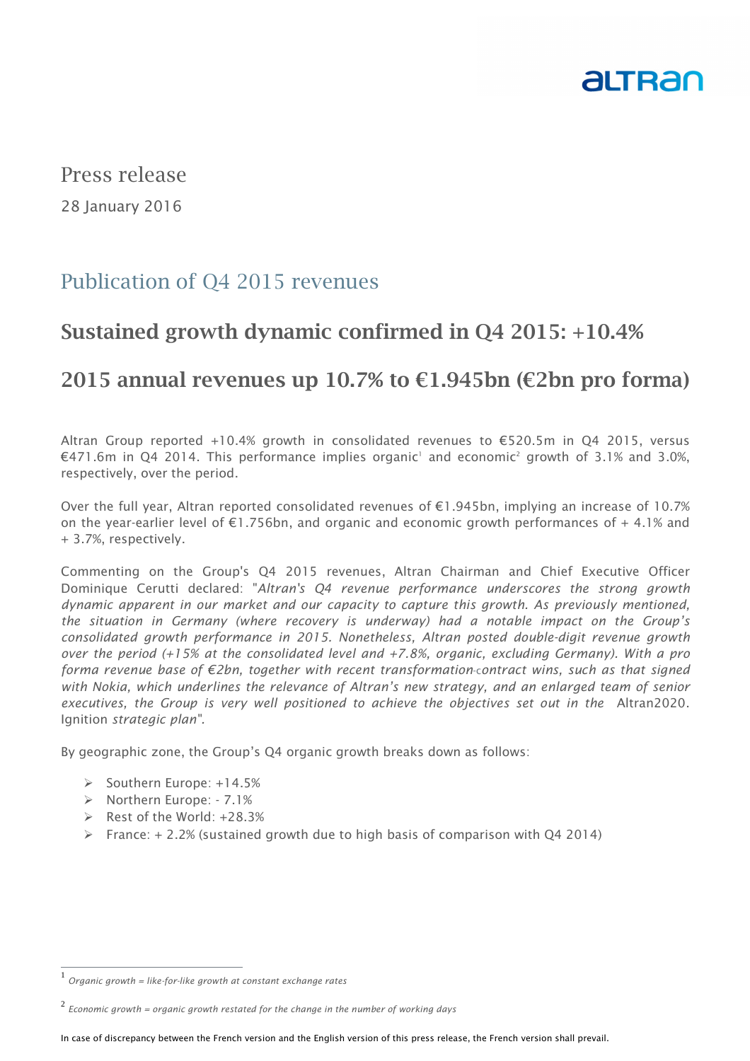Press release

28 January 2016

# Publication of Q4 2015 revenues

## Sustained growth dynamic confirmed in Q4 2015: +10.4%

## 2015 annual revenues up 10.7% to €1.945bn (€2bn pro forma)

Altran Group reported +10.4% growth in consolidated revenues to €520.5m in Q4 2015, versus €471.6m in Q4 2014. This performance implies organic[1] and economic[2] growth of 3.1% and 3.0%, respectively, over the period.

Over the full year, Altran reported consolidated revenues of €1.945bn, implying an increase of 10.7% on the year-earlier level of €1.756bn, and organic and economic growth performances of + 4.1% and + 3.7%, respectively.

Commenting on the Group's Q4 2015 revenues, Altran Chairman and Chief Executive Officer Dominique Cerutti declared: "*Altran's Q4 revenue performance underscores the strong growth dynamic apparent in our market and our capacity to capture this growth. As previously mentioned, the situation in Germany (where recovery is underway) had a notable impact on the Group's consolidated growth performance in 2015. Nonetheless, Altran posted double-digit revenue growth over the period (+15% at the consolidated level and +7.8%, organic, excluding Germany). With a pro forma revenue base of €2bn, together with recent transformation-contract wins, such as that signed with Nokia, which underlines the relevance of Altran's new strategy, and an enlarged team of senior executives, the Group is very well positioned to achieve the objectives set out in the* Altran2020. Ignition *strategic plan*".

By geographic zone, the Group's Q4 organic growth breaks down as follows:

- Southern Europe: +14.5%
- Northern Europe: - 7.1%
- Rest of the World: +28.3%
- France: + 2.2% (sustained growth due to high basis of comparison with Q4 2014)

[1] *Organic growth = like-for-like growth at constant exchange rates*

[2] *Economic growth = organic growth restated for the change in the number of working days*

In case of discrepancy between the French version and the English version of this press release, the French version shall prevail.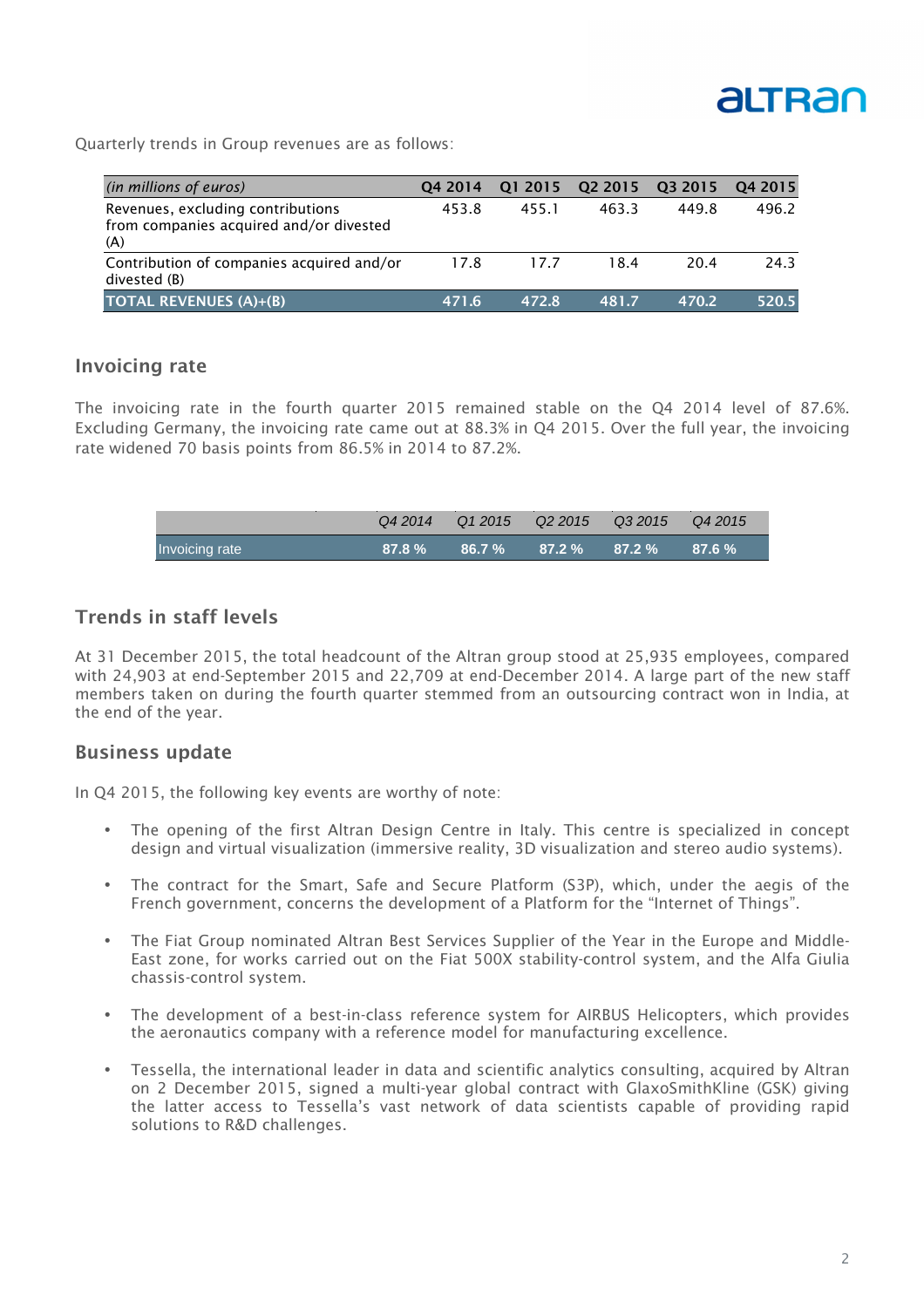Quarterly trends in Group revenues are as follows:

| *(in millions of euros)* | Q4 2014 | Q1 2015 | Q2 2015 | Q3 2015 | Q4 2015 |
|---|---|---|---|---|---|
| Revenues, excluding contributions from companies acquired and/or divested (A) | 453.8 | 455.1 | 463.3 | 449.8 | 496.2 |
| Contribution of companies acquired and/or divested (B) | 17.8 | 17.7 | 18.4 | 20.4 | 24.3 |
| **TOTAL REVENUES (A)+(B)** | **471.6** | **472.8** | **481.7** | **470.2** | **520.5** |

## Invoicing rate

The invoicing rate in the fourth quarter 2015 remained stable on the Q4 2014 level of 87.6%. Excluding Germany, the invoicing rate came out at 88.3% in Q4 2015. Over the full year, the invoicing rate widened 70 basis points from 86.5% in 2014 to 87.2%.

| | *Q4 2014* | *Q1 2015* | *Q2 2015* | *Q3 2015* | *Q4 2015* |
|---|---|---|---|---|---|
| Invoicing rate | **87.8 %** | **86.7 %** | **87.2 %** | **87.2 %** | **87.6 %** |

## Trends in staff levels

At 31 December 2015, the total headcount of the Altran group stood at 25,935 employees, compared with 24,903 at end-September 2015 and 22,709 at end-December 2014. A large part of the new staff members taken on during the fourth quarter stemmed from an outsourcing contract won in India, at the end of the year.

## Business update

In Q4 2015, the following key events are worthy of note:

- The opening of the first Altran Design Centre in Italy. This centre is specialized in concept design and virtual visualization (immersive reality, 3D visualization and stereo audio systems).
- The contract for the Smart, Safe and Secure Platform (S3P), which, under the aegis of the French government, concerns the development of a Platform for the "Internet of Things".
- The Fiat Group nominated Altran Best Services Supplier of the Year in the Europe and Middle-East zone, for works carried out on the Fiat 500X stability-control system, and the Alfa Giulia chassis-control system.
- The development of a best-in-class reference system for AIRBUS Helicopters, which provides the aeronautics company with a reference model for manufacturing excellence.
- Tessella, the international leader in data and scientific analytics consulting, acquired by Altran on 2 December 2015, signed a multi-year global contract with GlaxoSmithKline (GSK) giving the latter access to Tessella's vast network of data scientists capable of providing rapid solutions to R&D challenges.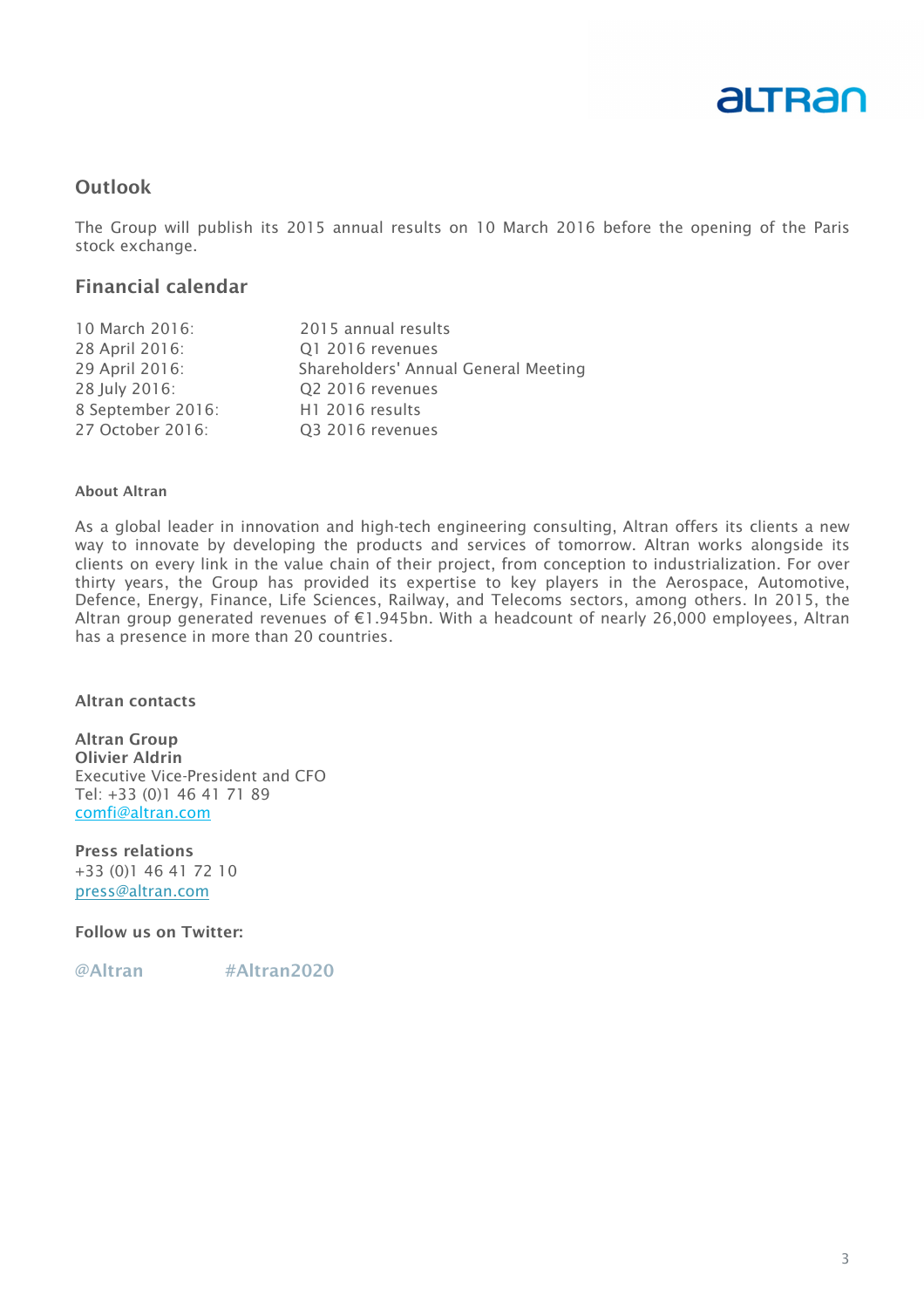## Outlook

The Group will publish its 2015 annual results on 10 March 2016 before the opening of the Paris stock exchange.

## Financial calendar

| | |
|---|---|
| 10 March 2016: | 2015 annual results |
| 28 April 2016: | Q1 2016 revenues |
| 29 April 2016: | Shareholders' Annual General Meeting |
| 28 July 2016: | Q2 2016 revenues |
| 8 September 2016: | H1 2016 results |
| 27 October 2016: | Q3 2016 revenues |

#### About Altran

As a global leader in innovation and high-tech engineering consulting, Altran offers its clients a new way to innovate by developing the products and services of tomorrow. Altran works alongside its clients on every link in the value chain of their project, from conception to industrialization. For over thirty years, the Group has provided its expertise to key players in the Aerospace, Automotive, Defence, Energy, Finance, Life Sciences, Railway, and Telecoms sectors, among others. In 2015, the Altran group generated revenues of €1.945bn. With a headcount of nearly 26,000 employees, Altran has a presence in more than 20 countries.

#### Altran contacts

**Altran Group**
**Olivier Aldrin**
Executive Vice-President and CFO
Tel: +33 (0)1 46 41 71 89
comfi@altran.com

**Press relations**
+33 (0)1 46 41 72 10
press@altran.com

**Follow us on Twitter:**

**@Altran** **#Altran2020**